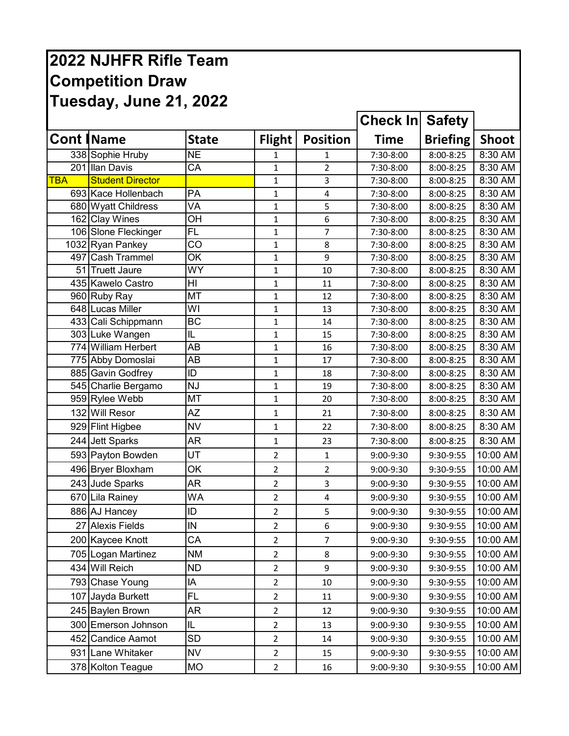# 2022 NJHFR Rifle Team
# Competition Draw
# Tuesday, June 21, 2022

| Cont # | Name | State | Flight | Position | Check In Time | Safety Briefing | Shoot |
|---|---|---|---|---|---|---|---|
| 338 | Sophie Hruby | NE | 1 | 1 | 7:30-8:00 | 8:00-8:25 | 8:30 AM |
| 201 | Ilan Davis | CA | 1 | 2 | 7:30-8:00 | 8:00-8:25 | 8:30 AM |
| TBA | Student Director | | 1 | 3 | 7:30-8:00 | 8:00-8:25 | 8:30 AM |
| 693 | Kace Hollenbach | PA | 1 | 4 | 7:30-8:00 | 8:00-8:25 | 8:30 AM |
| 680 | Wyatt Childress | VA | 1 | 5 | 7:30-8:00 | 8:00-8:25 | 8:30 AM |
| 162 | Clay Wines | OH | 1 | 6 | 7:30-8:00 | 8:00-8:25 | 8:30 AM |
| 106 | Slone Fleckinger | FL | 1 | 7 | 7:30-8:00 | 8:00-8:25 | 8:30 AM |
| 1032 | Ryan Pankey | CO | 1 | 8 | 7:30-8:00 | 8:00-8:25 | 8:30 AM |
| 497 | Cash Trammel | OK | 1 | 9 | 7:30-8:00 | 8:00-8:25 | 8:30 AM |
| 51 | Truett Jaure | WY | 1 | 10 | 7:30-8:00 | 8:00-8:25 | 8:30 AM |
| 435 | Kawelo Castro | HI | 1 | 11 | 7:30-8:00 | 8:00-8:25 | 8:30 AM |
| 960 | Ruby Ray | MT | 1 | 12 | 7:30-8:00 | 8:00-8:25 | 8:30 AM |
| 648 | Lucas Miller | WI | 1 | 13 | 7:30-8:00 | 8:00-8:25 | 8:30 AM |
| 433 | Cali Schippmann | BC | 1 | 14 | 7:30-8:00 | 8:00-8:25 | 8:30 AM |
| 303 | Luke Wangen | IL | 1 | 15 | 7:30-8:00 | 8:00-8:25 | 8:30 AM |
| 774 | William Herbert | AB | 1 | 16 | 7:30-8:00 | 8:00-8:25 | 8:30 AM |
| 775 | Abby Domoslai | AB | 1 | 17 | 7:30-8:00 | 8:00-8:25 | 8:30 AM |
| 885 | Gavin Godfrey | ID | 1 | 18 | 7:30-8:00 | 8:00-8:25 | 8:30 AM |
| 545 | Charlie Bergamo | NJ | 1 | 19 | 7:30-8:00 | 8:00-8:25 | 8:30 AM |
| 959 | Rylee Webb | MT | 1 | 20 | 7:30-8:00 | 8:00-8:25 | 8:30 AM |
| 132 | Will Resor | AZ | 1 | 21 | 7:30-8:00 | 8:00-8:25 | 8:30 AM |
| 929 | Flint Higbee | NV | 1 | 22 | 7:30-8:00 | 8:00-8:25 | 8:30 AM |
| 244 | Jett Sparks | AR | 1 | 23 | 7:30-8:00 | 8:00-8:25 | 8:30 AM |
| 593 | Payton Bowden | UT | 2 | 1 | 9:00-9:30 | 9:30-9:55 | 10:00 AM |
| 496 | Bryer Bloxham | OK | 2 | 2 | 9:00-9:30 | 9:30-9:55 | 10:00 AM |
| 243 | Jude Sparks | AR | 2 | 3 | 9:00-9:30 | 9:30-9:55 | 10:00 AM |
| 670 | Lila Rainey | WA | 2 | 4 | 9:00-9:30 | 9:30-9:55 | 10:00 AM |
| 886 | AJ Hancey | ID | 2 | 5 | 9:00-9:30 | 9:30-9:55 | 10:00 AM |
| 27 | Alexis Fields | IN | 2 | 6 | 9:00-9:30 | 9:30-9:55 | 10:00 AM |
| 200 | Kaycee Knott | CA | 2 | 7 | 9:00-9:30 | 9:30-9:55 | 10:00 AM |
| 705 | Logan Martinez | NM | 2 | 8 | 9:00-9:30 | 9:30-9:55 | 10:00 AM |
| 434 | Will Reich | ND | 2 | 9 | 9:00-9:30 | 9:30-9:55 | 10:00 AM |
| 793 | Chase Young | IA | 2 | 10 | 9:00-9:30 | 9:30-9:55 | 10:00 AM |
| 107 | Jayda Burkett | FL | 2 | 11 | 9:00-9:30 | 9:30-9:55 | 10:00 AM |
| 245 | Baylen Brown | AR | 2 | 12 | 9:00-9:30 | 9:30-9:55 | 10:00 AM |
| 300 | Emerson Johnson | IL | 2 | 13 | 9:00-9:30 | 9:30-9:55 | 10:00 AM |
| 452 | Candice Aamot | SD | 2 | 14 | 9:00-9:30 | 9:30-9:55 | 10:00 AM |
| 931 | Lane Whitaker | NV | 2 | 15 | 9:00-9:30 | 9:30-9:55 | 10:00 AM |
| 378 | Kolton Teague | MO | 2 | 16 | 9:00-9:30 | 9:30-9:55 | 10:00 AM |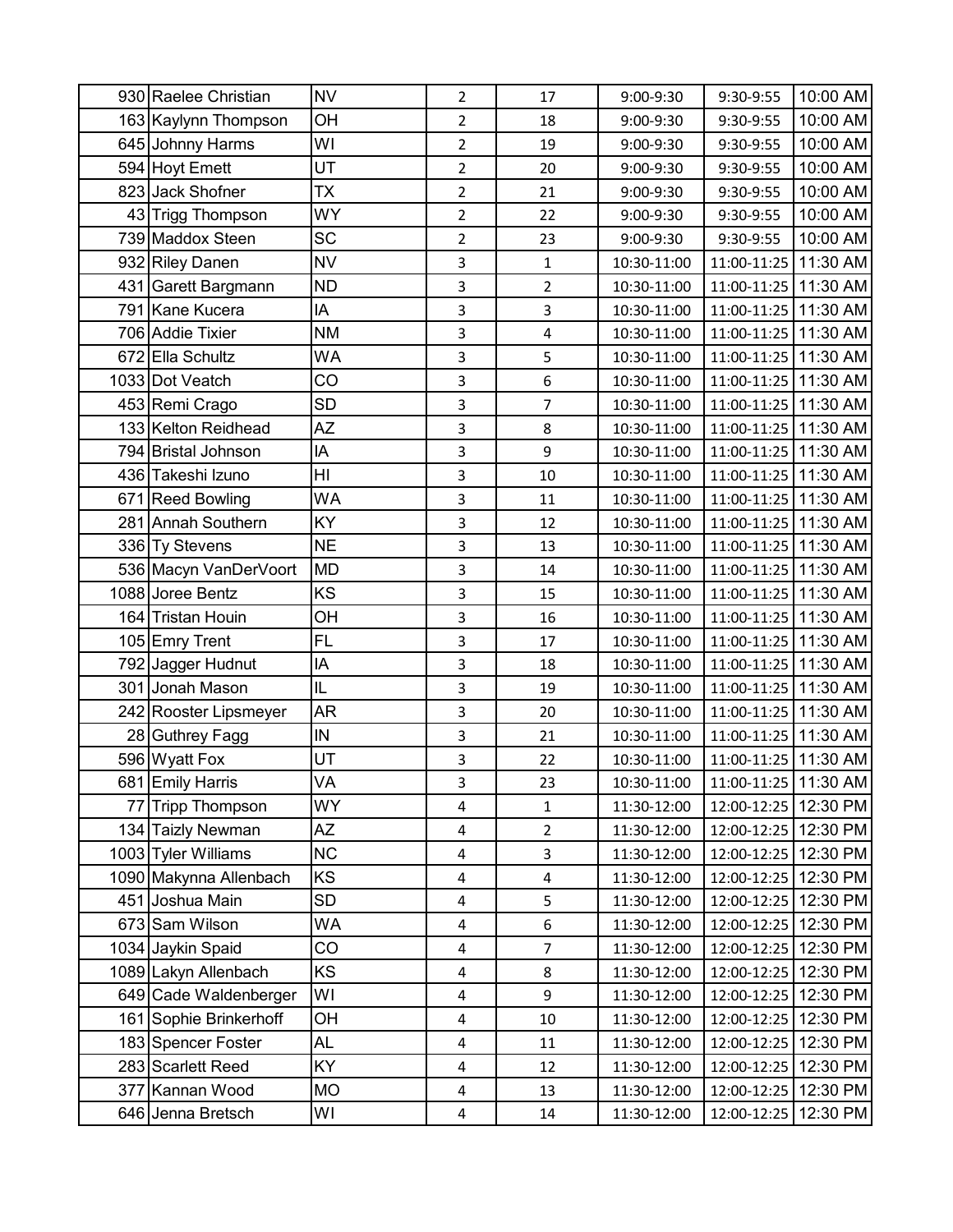| | | | | | | | |
|---|---|---|---|---|---|---|---|
| 930 | Raelee Christian | NV | 2 | 17 | 9:00-9:30 | 9:30-9:55 | 10:00 AM |
| 163 | Kaylynn Thompson | OH | 2 | 18 | 9:00-9:30 | 9:30-9:55 | 10:00 AM |
| 645 | Johnny Harms | WI | 2 | 19 | 9:00-9:30 | 9:30-9:55 | 10:00 AM |
| 594 | Hoyt Emett | UT | 2 | 20 | 9:00-9:30 | 9:30-9:55 | 10:00 AM |
| 823 | Jack Shofner | TX | 2 | 21 | 9:00-9:30 | 9:30-9:55 | 10:00 AM |
| 43 | Trigg Thompson | WY | 2 | 22 | 9:00-9:30 | 9:30-9:55 | 10:00 AM |
| 739 | Maddox Steen | SC | 2 | 23 | 9:00-9:30 | 9:30-9:55 | 10:00 AM |
| 932 | Riley Danen | NV | 3 | 1 | 10:30-11:00 | 11:00-11:25 | 11:30 AM |
| 431 | Garett Bargmann | ND | 3 | 2 | 10:30-11:00 | 11:00-11:25 | 11:30 AM |
| 791 | Kane Kucera | IA | 3 | 3 | 10:30-11:00 | 11:00-11:25 | 11:30 AM |
| 706 | Addie Tixier | NM | 3 | 4 | 10:30-11:00 | 11:00-11:25 | 11:30 AM |
| 672 | Ella Schultz | WA | 3 | 5 | 10:30-11:00 | 11:00-11:25 | 11:30 AM |
| 1033 | Dot Veatch | CO | 3 | 6 | 10:30-11:00 | 11:00-11:25 | 11:30 AM |
| 453 | Remi Crago | SD | 3 | 7 | 10:30-11:00 | 11:00-11:25 | 11:30 AM |
| 133 | Kelton Reidhead | AZ | 3 | 8 | 10:30-11:00 | 11:00-11:25 | 11:30 AM |
| 794 | Bristal Johnson | IA | 3 | 9 | 10:30-11:00 | 11:00-11:25 | 11:30 AM |
| 436 | Takeshi Izuno | HI | 3 | 10 | 10:30-11:00 | 11:00-11:25 | 11:30 AM |
| 671 | Reed Bowling | WA | 3 | 11 | 10:30-11:00 | 11:00-11:25 | 11:30 AM |
| 281 | Annah Southern | KY | 3 | 12 | 10:30-11:00 | 11:00-11:25 | 11:30 AM |
| 336 | Ty Stevens | NE | 3 | 13 | 10:30-11:00 | 11:00-11:25 | 11:30 AM |
| 536 | Macyn VanDerVoort | MD | 3 | 14 | 10:30-11:00 | 11:00-11:25 | 11:30 AM |
| 1088 | Joree Bentz | KS | 3 | 15 | 10:30-11:00 | 11:00-11:25 | 11:30 AM |
| 164 | Tristan Houin | OH | 3 | 16 | 10:30-11:00 | 11:00-11:25 | 11:30 AM |
| 105 | Emry Trent | FL | 3 | 17 | 10:30-11:00 | 11:00-11:25 | 11:30 AM |
| 792 | Jagger Hudnut | IA | 3 | 18 | 10:30-11:00 | 11:00-11:25 | 11:30 AM |
| 301 | Jonah Mason | IL | 3 | 19 | 10:30-11:00 | 11:00-11:25 | 11:30 AM |
| 242 | Rooster Lipsmeyer | AR | 3 | 20 | 10:30-11:00 | 11:00-11:25 | 11:30 AM |
| 28 | Guthrey Fagg | IN | 3 | 21 | 10:30-11:00 | 11:00-11:25 | 11:30 AM |
| 596 | Wyatt Fox | UT | 3 | 22 | 10:30-11:00 | 11:00-11:25 | 11:30 AM |
| 681 | Emily Harris | VA | 3 | 23 | 10:30-11:00 | 11:00-11:25 | 11:30 AM |
| 77 | Tripp Thompson | WY | 4 | 1 | 11:30-12:00 | 12:00-12:25 | 12:30 PM |
| 134 | Taizly Newman | AZ | 4 | 2 | 11:30-12:00 | 12:00-12:25 | 12:30 PM |
| 1003 | Tyler Williams | NC | 4 | 3 | 11:30-12:00 | 12:00-12:25 | 12:30 PM |
| 1090 | Makynna Allenbach | KS | 4 | 4 | 11:30-12:00 | 12:00-12:25 | 12:30 PM |
| 451 | Joshua Main | SD | 4 | 5 | 11:30-12:00 | 12:00-12:25 | 12:30 PM |
| 673 | Sam Wilson | WA | 4 | 6 | 11:30-12:00 | 12:00-12:25 | 12:30 PM |
| 1034 | Jaykin Spaid | CO | 4 | 7 | 11:30-12:00 | 12:00-12:25 | 12:30 PM |
| 1089 | Lakyn Allenbach | KS | 4 | 8 | 11:30-12:00 | 12:00-12:25 | 12:30 PM |
| 649 | Cade Waldenberger | WI | 4 | 9 | 11:30-12:00 | 12:00-12:25 | 12:30 PM |
| 161 | Sophie Brinkerhoff | OH | 4 | 10 | 11:30-12:00 | 12:00-12:25 | 12:30 PM |
| 183 | Spencer Foster | AL | 4 | 11 | 11:30-12:00 | 12:00-12:25 | 12:30 PM |
| 283 | Scarlett Reed | KY | 4 | 12 | 11:30-12:00 | 12:00-12:25 | 12:30 PM |
| 377 | Kannan Wood | MO | 4 | 13 | 11:30-12:00 | 12:00-12:25 | 12:30 PM |
| 646 | Jenna Bretsch | WI | 4 | 14 | 11:30-12:00 | 12:00-12:25 | 12:30 PM |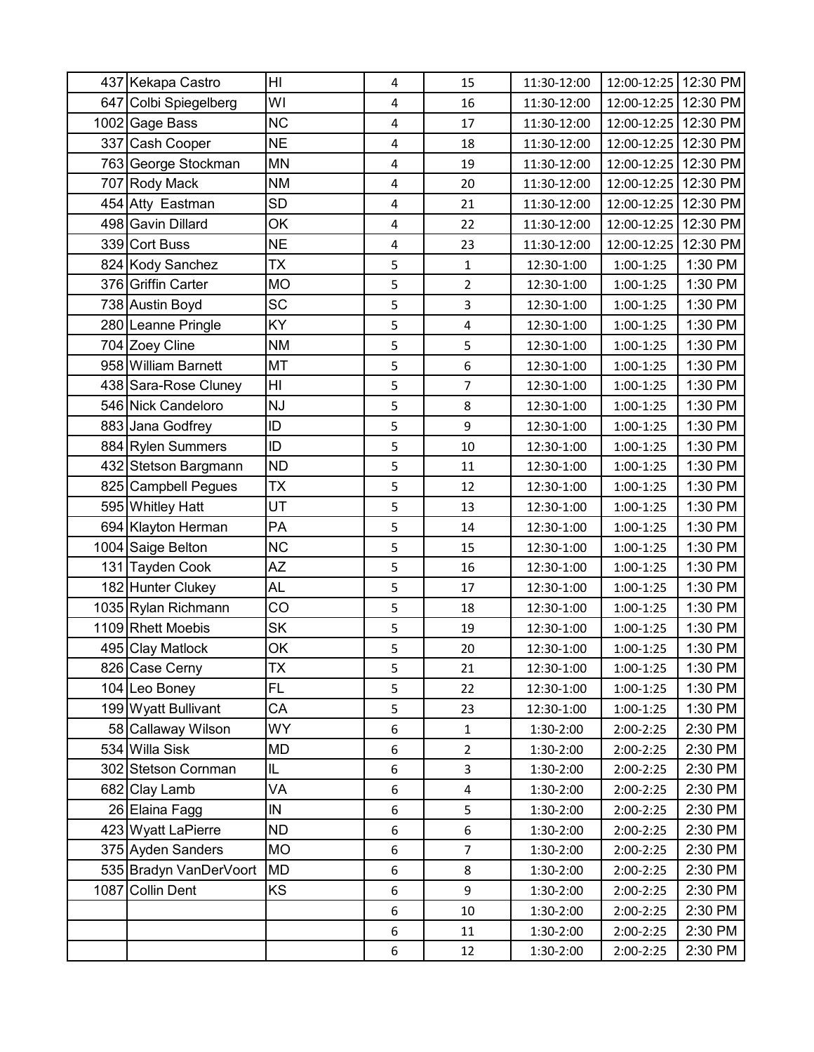| | | | | | | | |
|---|---|---|---|---|---|---|---|
| 437 | Kekapa Castro | HI | 4 | 15 | 11:30-12:00 | 12:00-12:25 | 12:30 PM |
| 647 | Colbi Spiegelberg | WI | 4 | 16 | 11:30-12:00 | 12:00-12:25 | 12:30 PM |
| 1002 | Gage Bass | NC | 4 | 17 | 11:30-12:00 | 12:00-12:25 | 12:30 PM |
| 337 | Cash Cooper | NE | 4 | 18 | 11:30-12:00 | 12:00-12:25 | 12:30 PM |
| 763 | George Stockman | MN | 4 | 19 | 11:30-12:00 | 12:00-12:25 | 12:30 PM |
| 707 | Rody Mack | NM | 4 | 20 | 11:30-12:00 | 12:00-12:25 | 12:30 PM |
| 454 | Atty Eastman | SD | 4 | 21 | 11:30-12:00 | 12:00-12:25 | 12:30 PM |
| 498 | Gavin Dillard | OK | 4 | 22 | 11:30-12:00 | 12:00-12:25 | 12:30 PM |
| 339 | Cort Buss | NE | 4 | 23 | 11:30-12:00 | 12:00-12:25 | 12:30 PM |
| 824 | Kody Sanchez | TX | 5 | 1 | 12:30-1:00 | 1:00-1:25 | 1:30 PM |
| 376 | Griffin Carter | MO | 5 | 2 | 12:30-1:00 | 1:00-1:25 | 1:30 PM |
| 738 | Austin Boyd | SC | 5 | 3 | 12:30-1:00 | 1:00-1:25 | 1:30 PM |
| 280 | Leanne Pringle | KY | 5 | 4 | 12:30-1:00 | 1:00-1:25 | 1:30 PM |
| 704 | Zoey Cline | NM | 5 | 5 | 12:30-1:00 | 1:00-1:25 | 1:30 PM |
| 958 | William Barnett | MT | 5 | 6 | 12:30-1:00 | 1:00-1:25 | 1:30 PM |
| 438 | Sara-Rose Cluney | HI | 5 | 7 | 12:30-1:00 | 1:00-1:25 | 1:30 PM |
| 546 | Nick Candeloro | NJ | 5 | 8 | 12:30-1:00 | 1:00-1:25 | 1:30 PM |
| 883 | Jana Godfrey | ID | 5 | 9 | 12:30-1:00 | 1:00-1:25 | 1:30 PM |
| 884 | Rylen Summers | ID | 5 | 10 | 12:30-1:00 | 1:00-1:25 | 1:30 PM |
| 432 | Stetson Bargmann | ND | 5 | 11 | 12:30-1:00 | 1:00-1:25 | 1:30 PM |
| 825 | Campbell Pegues | TX | 5 | 12 | 12:30-1:00 | 1:00-1:25 | 1:30 PM |
| 595 | Whitley Hatt | UT | 5 | 13 | 12:30-1:00 | 1:00-1:25 | 1:30 PM |
| 694 | Klayton Herman | PA | 5 | 14 | 12:30-1:00 | 1:00-1:25 | 1:30 PM |
| 1004 | Saige Belton | NC | 5 | 15 | 12:30-1:00 | 1:00-1:25 | 1:30 PM |
| 131 | Tayden Cook | AZ | 5 | 16 | 12:30-1:00 | 1:00-1:25 | 1:30 PM |
| 182 | Hunter Clukey | AL | 5 | 17 | 12:30-1:00 | 1:00-1:25 | 1:30 PM |
| 1035 | Rylan Richmann | CO | 5 | 18 | 12:30-1:00 | 1:00-1:25 | 1:30 PM |
| 1109 | Rhett Moebis | SK | 5 | 19 | 12:30-1:00 | 1:00-1:25 | 1:30 PM |
| 495 | Clay Matlock | OK | 5 | 20 | 12:30-1:00 | 1:00-1:25 | 1:30 PM |
| 826 | Case Cerny | TX | 5 | 21 | 12:30-1:00 | 1:00-1:25 | 1:30 PM |
| 104 | Leo Boney | FL | 5 | 22 | 12:30-1:00 | 1:00-1:25 | 1:30 PM |
| 199 | Wyatt Bullivant | CA | 5 | 23 | 12:30-1:00 | 1:00-1:25 | 1:30 PM |
| 58 | Callaway Wilson | WY | 6 | 1 | 1:30-2:00 | 2:00-2:25 | 2:30 PM |
| 534 | Willa Sisk | MD | 6 | 2 | 1:30-2:00 | 2:00-2:25 | 2:30 PM |
| 302 | Stetson Cornman | IL | 6 | 3 | 1:30-2:00 | 2:00-2:25 | 2:30 PM |
| 682 | Clay Lamb | VA | 6 | 4 | 1:30-2:00 | 2:00-2:25 | 2:30 PM |
| 26 | Elaina Fagg | IN | 6 | 5 | 1:30-2:00 | 2:00-2:25 | 2:30 PM |
| 423 | Wyatt LaPierre | ND | 6 | 6 | 1:30-2:00 | 2:00-2:25 | 2:30 PM |
| 375 | Ayden Sanders | MO | 6 | 7 | 1:30-2:00 | 2:00-2:25 | 2:30 PM |
| 535 | Bradyn VanDerVoort | MD | 6 | 8 | 1:30-2:00 | 2:00-2:25 | 2:30 PM |
| 1087 | Collin Dent | KS | 6 | 9 | 1:30-2:00 | 2:00-2:25 | 2:30 PM |
| | | | 6 | 10 | 1:30-2:00 | 2:00-2:25 | 2:30 PM |
| | | | 6 | 11 | 1:30-2:00 | 2:00-2:25 | 2:30 PM |
| | | | 6 | 12 | 1:30-2:00 | 2:00-2:25 | 2:30 PM |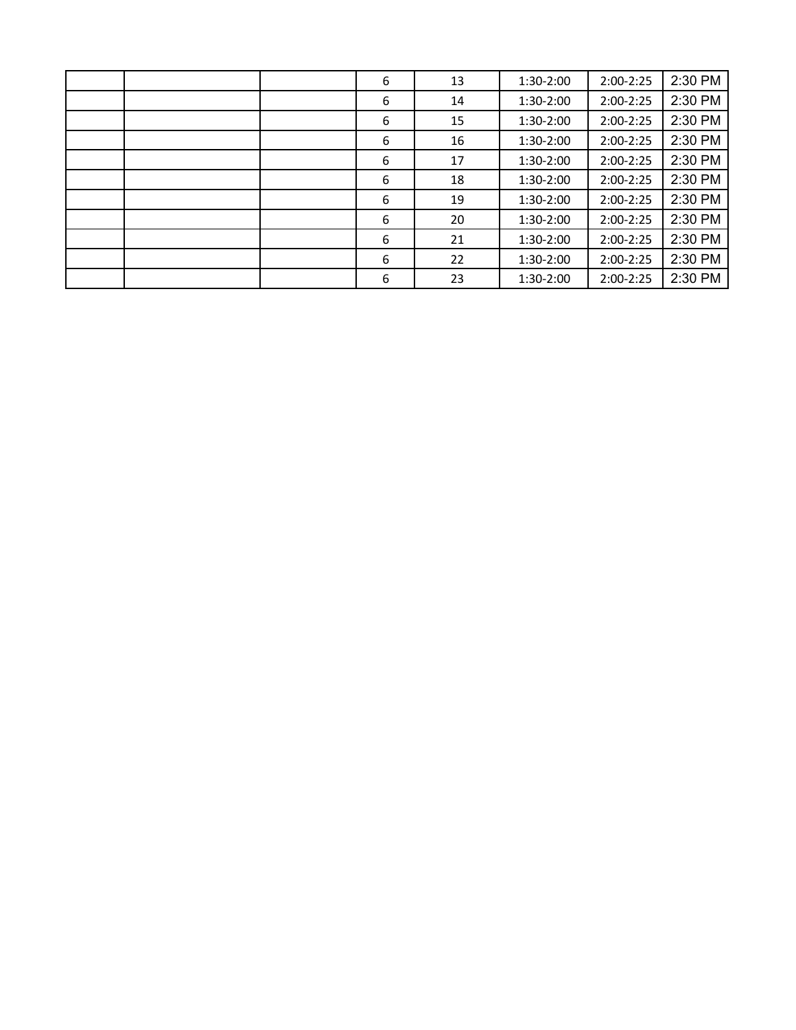| | | | | | | | |
|---|---|---|---|---|---|---|---|
| | | | 6 | 13 | 1:30-2:00 | 2:00-2:25 | 2:30 PM |
| | | | 6 | 14 | 1:30-2:00 | 2:00-2:25 | 2:30 PM |
| | | | 6 | 15 | 1:30-2:00 | 2:00-2:25 | 2:30 PM |
| | | | 6 | 16 | 1:30-2:00 | 2:00-2:25 | 2:30 PM |
| | | | 6 | 17 | 1:30-2:00 | 2:00-2:25 | 2:30 PM |
| | | | 6 | 18 | 1:30-2:00 | 2:00-2:25 | 2:30 PM |
| | | | 6 | 19 | 1:30-2:00 | 2:00-2:25 | 2:30 PM |
| | | | 6 | 20 | 1:30-2:00 | 2:00-2:25 | 2:30 PM |
| | | | 6 | 21 | 1:30-2:00 | 2:00-2:25 | 2:30 PM |
| | | | 6 | 22 | 1:30-2:00 | 2:00-2:25 | 2:30 PM |
| | | | 6 | 23 | 1:30-2:00 | 2:00-2:25 | 2:30 PM |